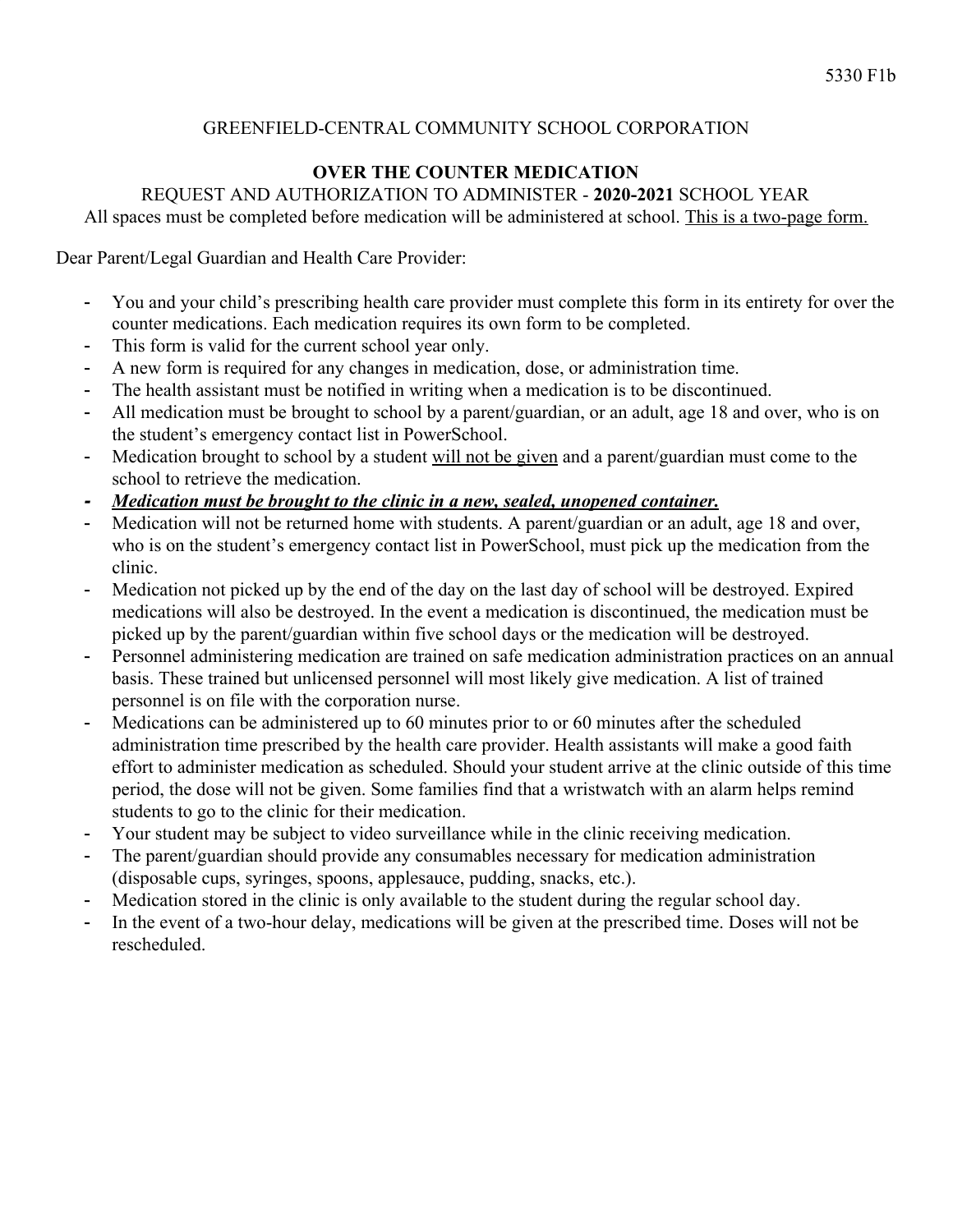5330 F1b

GREENFIELD-CENTRAL COMMUNITY SCHOOL CORPORATION

# OVER THE COUNTER MEDICATION

REQUEST AND AUTHORIZATION TO ADMINISTER - **2020-2021** SCHOOL YEAR

All spaces must be completed before medication will be administered at school. <u>This is a two-page form.</u>

Dear Parent/Legal Guardian and Health Care Provider:

- You and your child's prescribing health care provider must complete this form in its entirety for over the counter medications. Each medication requires its own form to be completed.
- This form is valid for the current school year only.
- A new form is required for any changes in medication, dose, or administration time.
- The health assistant must be notified in writing when a medication is to be discontinued.
- All medication must be brought to school by a parent/guardian, or an adult, age 18 and over, who is on the student's emergency contact list in PowerSchool.
- Medication brought to school by a student <u>will not be given</u> and a parent/guardian must come to the school to retrieve the medication.
- ***<u>Medication must be brought to the clinic in a new, sealed, unopened container.</u>***
- Medication will not be returned home with students. A parent/guardian or an adult, age 18 and over, who is on the student's emergency contact list in PowerSchool, must pick up the medication from the clinic.
- Medication not picked up by the end of the day on the last day of school will be destroyed. Expired medications will also be destroyed. In the event a medication is discontinued, the medication must be picked up by the parent/guardian within five school days or the medication will be destroyed.
- Personnel administering medication are trained on safe medication administration practices on an annual basis. These trained but unlicensed personnel will most likely give medication. A list of trained personnel is on file with the corporation nurse.
- Medications can be administered up to 60 minutes prior to or 60 minutes after the scheduled administration time prescribed by the health care provider. Health assistants will make a good faith effort to administer medication as scheduled. Should your student arrive at the clinic outside of this time period, the dose will not be given. Some families find that a wristwatch with an alarm helps remind students to go to the clinic for their medication.
- Your student may be subject to video surveillance while in the clinic receiving medication.
- The parent/guardian should provide any consumables necessary for medication administration (disposable cups, syringes, spoons, applesauce, pudding, snacks, etc.).
- Medication stored in the clinic is only available to the student during the regular school day.
- In the event of a two-hour delay, medications will be given at the prescribed time. Doses will not be rescheduled.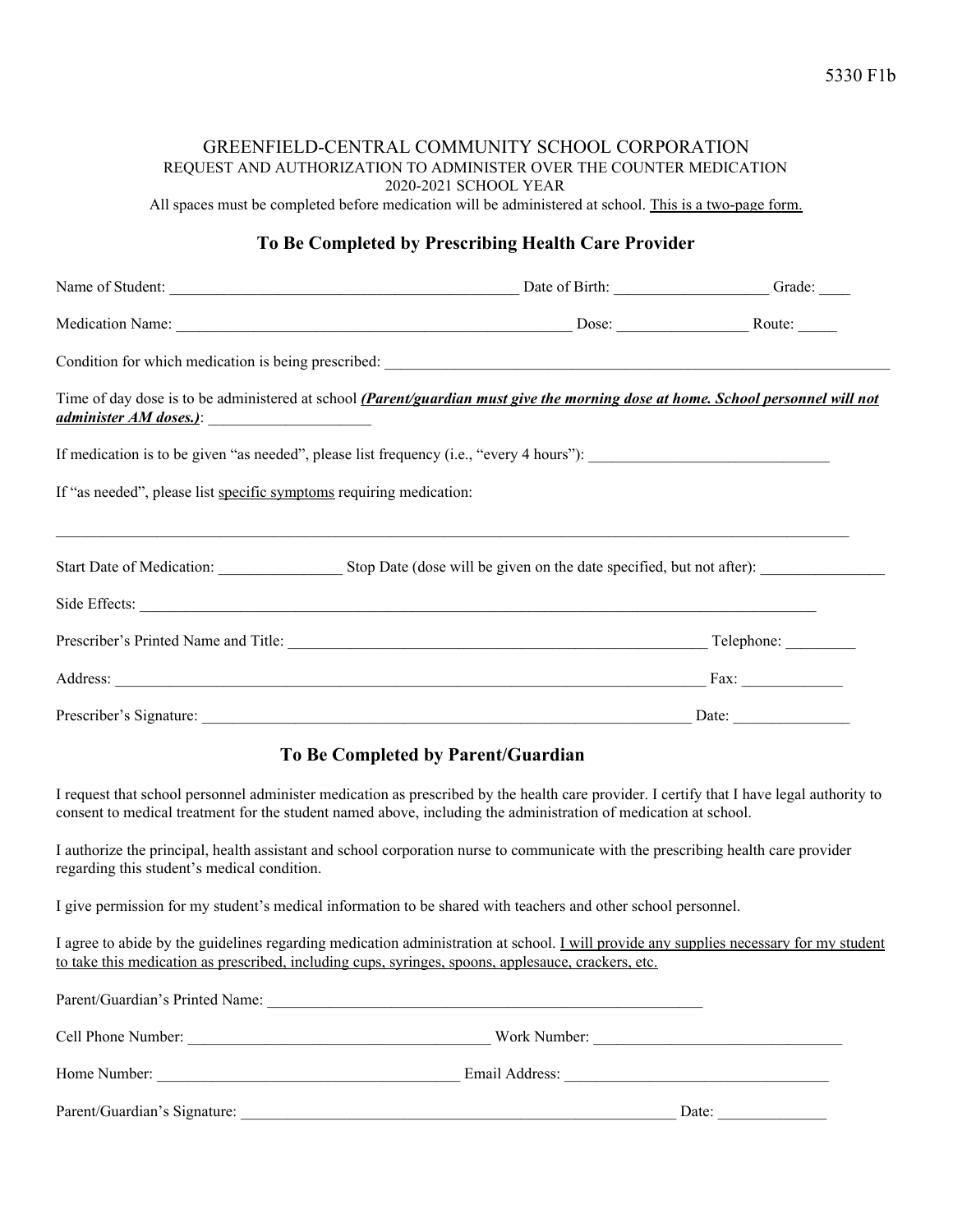5330 F1b

# GREENFIELD-CENTRAL COMMUNITY SCHOOL CORPORATION

REQUEST AND AUTHORIZATION TO ADMINISTER OVER THE COUNTER MEDICATION

2020-2021 SCHOOL YEAR

All spaces must be completed before medication will be administered at school. <u>This is a two-page form.</u>

## To Be Completed by Prescribing Health Care Provider

Name of Student: _____________________________________________ Date of Birth: ____________________ Grade: ____

Medication Name: ____________________________________________________ Dose: _________________ Route: _____

Condition for which medication is being prescribed: ___________________________________________________________________

Time of day dose is to be administered at school ***<u>(Parent/guardian must give the morning dose at home. School personnel will not administer AM doses.)</u>***: _____________________

If medication is to be given "as needed", please list frequency (i.e., "every 4 hours"): _______________________________

If "as needed", please list <u>specific symptoms</u> requiring medication:

_____________________________________________________________________________________________________________

Start Date of Medication: ________________ Stop Date (dose will be given on the date specified, but not after): ________________

Side Effects: ___________________________________________________________________________________________

Prescriber's Printed Name and Title: _________________________________________________________ Telephone: _________

Address: ____________________________________________________________________________ Fax: _____________

Prescriber's Signature: __________________________________________________________________ Date: _______________

## To Be Completed by Parent/Guardian

I request that school personnel administer medication as prescribed by the health care provider. I certify that I have legal authority to consent to medical treatment for the student named above, including the administration of medication at school.

I authorize the principal, health assistant and school corporation nurse to communicate with the prescribing health care provider regarding this student's medical condition.

I give permission for my student's medical information to be shared with teachers and other school personnel.

I agree to abide by the guidelines regarding medication administration at school. <u>I will provide any supplies necessary for my student to take this medication as prescribed, including cups, syringes, spoons, applesauce, crackers, etc.</u>

Parent/Guardian's Printed Name: ____________________________________________________________

Cell Phone Number: ________________________________________ Work Number: ________________________________

Home Number: ________________________________________ Email Address: ___________________________________

Parent/Guardian's Signature: ____________________________________________________________ Date: ______________